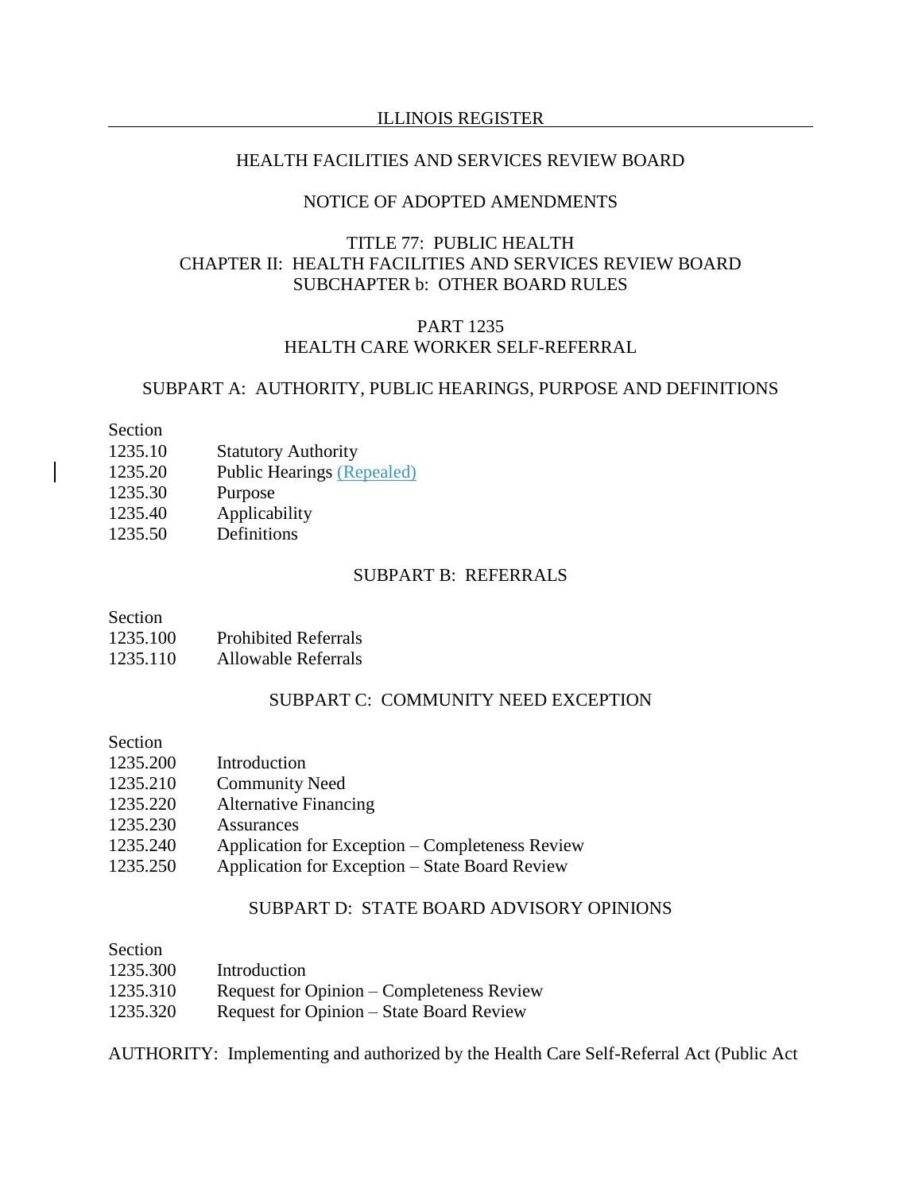ILLINOIS REGISTER

HEALTH FACILITIES AND SERVICES REVIEW BOARD

NOTICE OF ADOPTED AMENDMENTS

TITLE 77: PUBLIC HEALTH
CHAPTER II: HEALTH FACILITIES AND SERVICES REVIEW BOARD
SUBCHAPTER b: OTHER BOARD RULES

PART 1235
HEALTH CARE WORKER SELF-REFERRAL

SUBPART A: AUTHORITY, PUBLIC HEARINGS, PURPOSE AND DEFINITIONS

| Section | |
|---|---|
| 1235.10 | Statutory Authority |
| 1235.20 | Public Hearings (Repealed) |
| 1235.30 | Purpose |
| 1235.40 | Applicability |
| 1235.50 | Definitions |

SUBPART B: REFERRALS

| Section | |
|---|---|
| 1235.100 | Prohibited Referrals |
| 1235.110 | Allowable Referrals |

SUBPART C: COMMUNITY NEED EXCEPTION

| Section | |
|---|---|
| 1235.200 | Introduction |
| 1235.210 | Community Need |
| 1235.220 | Alternative Financing |
| 1235.230 | Assurances |
| 1235.240 | Application for Exception – Completeness Review |
| 1235.250 | Application for Exception – State Board Review |

SUBPART D: STATE BOARD ADVISORY OPINIONS

| Section | |
|---|---|
| 1235.300 | Introduction |
| 1235.310 | Request for Opinion – Completeness Review |
| 1235.320 | Request for Opinion – State Board Review |

AUTHORITY: Implementing and authorized by the Health Care Self-Referral Act (Public Act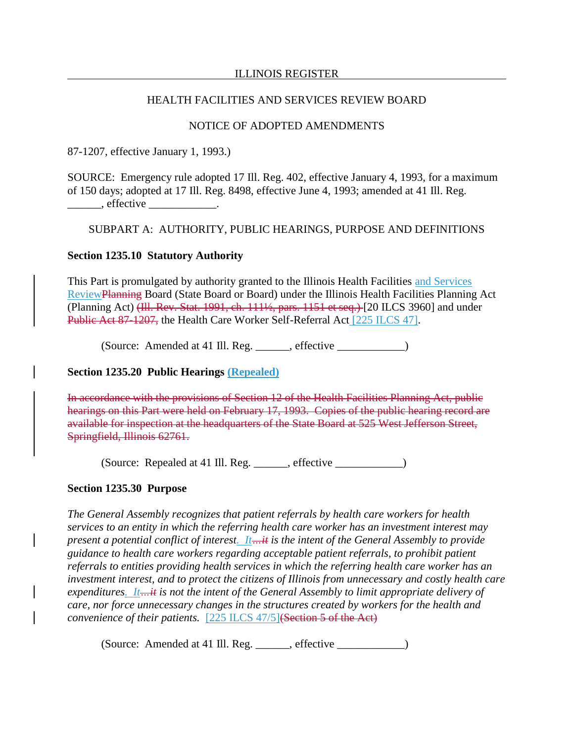87-1207, effective January 1, 1993.)

SOURCE: Emergency rule adopted 17 Ill. Reg. 402, effective January 4, 1993, for a maximum of 150 days; adopted at 17 Ill. Reg. 8498, effective June 4, 1993; amended at 41 Ill. Reg. ______, effective ____________.

SUBPART A: AUTHORITY, PUBLIC HEARINGS, PURPOSE AND DEFINITIONS

**Section 1235.10 Statutory Authority**

This Part is promulgated by authority granted to the Illinois Health Facilities and Services ReviewPlanning Board (State Board or Board) under the Illinois Health Facilities Planning Act (Planning Act) ~~(Ill. Rev. Stat. 1991, ch. 111½, pars. 1151 et seq.)~~ [20 ILCS 3960] and under ~~Public Act 87-1207,~~ the Health Care Worker Self-Referral Act [225 ILCS 47].

(Source: Amended at 41 Ill. Reg. ______, effective ____________)

**Section 1235.20 Public Hearings (Repealed)**

~~In accordance with the provisions of Section 12 of the Health Facilities Planning Act, public hearings on this Part were held on February 17, 1993. Copies of the public hearing record are available for inspection at the headquarters of the State Board at 525 West Jefferson Street, Springfield, Illinois 62761.~~

(Source: Repealed at 41 Ill. Reg. ______, effective ____________)

**Section 1235.30 Purpose**

*The General Assembly recognizes that patient referrals by health care workers for health services to an entity in which the referring health care worker has an investment interest may present a potential conflict of interest. It...it is the intent of the General Assembly to provide guidance to health care workers regarding acceptable patient referrals, to prohibit patient referrals to entities providing health services in which the referring health care worker has an investment interest, and to protect the citizens of Illinois from unnecessary and costly health care expenditures. It...it is not the intent of the General Assembly to limit appropriate delivery of care, nor force unnecessary changes in the structures created by workers for the health and convenience of their patients.* [225 ILCS 47/5]~~(Section 5 of the Act)~~

(Source: Amended at 41 Ill. Reg. ______, effective ____________)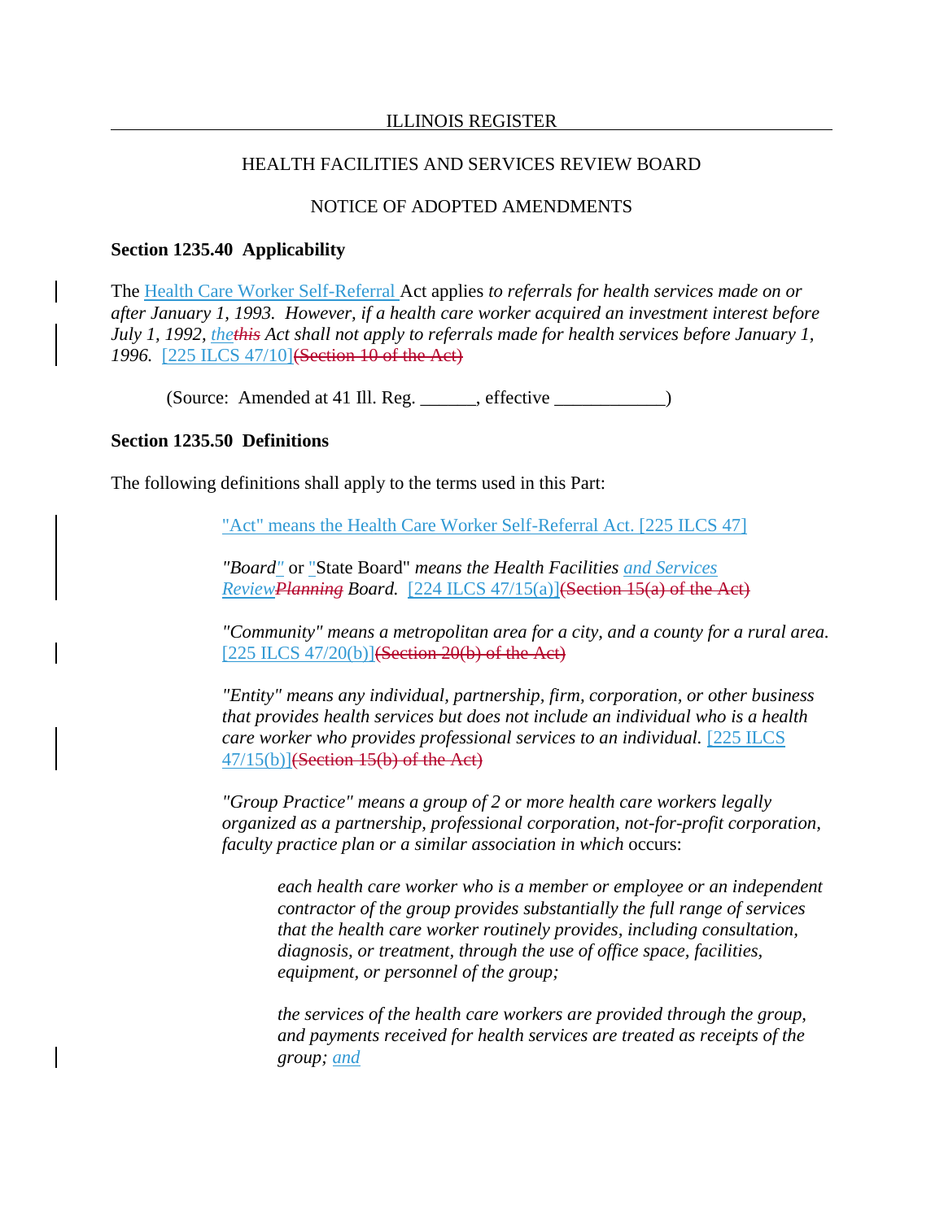ILLINOIS REGISTER

HEALTH FACILITIES AND SERVICES REVIEW BOARD

NOTICE OF ADOPTED AMENDMENTS

**Section 1235.40 Applicability**

The Health Care Worker Self-Referral Act applies *to referrals for health services made on or after January 1, 1993. However, if a health care worker acquired an investment interest before July 1, 1992, the~~this~~ Act shall not apply to referrals made for health services before January 1, 1996.* [225 ILCS 47/10]~~(Section 10 of the Act)~~

(Source: Amended at 41 Ill. Reg. ______, effective ____________)

**Section 1235.50 Definitions**

The following definitions shall apply to the terms used in this Part:

"Act" means the Health Care Worker Self-Referral Act. [225 ILCS 47]

*"Board"* or "State Board" *means the Health Facilities and Services Review~~Planning~~ Board.* [224 ILCS 47/15(a)]~~(Section 15(a) of the Act)~~

*"Community" means a metropolitan area for a city, and a county for a rural area.* [225 ILCS 47/20(b)]~~(Section 20(b) of the Act)~~

*"Entity" means any individual, partnership, firm, corporation, or other business that provides health services but does not include an individual who is a health care worker who provides professional services to an individual.* [225 ILCS 47/15(b)]~~(Section 15(b) of the Act)~~

*"Group Practice" means a group of 2 or more health care workers legally organized as a partnership, professional corporation, not-for-profit corporation, faculty practice plan or a similar association in which* occurs:

> *each health care worker who is a member or employee or an independent contractor of the group provides substantially the full range of services that the health care worker routinely provides, including consultation, diagnosis, or treatment, through the use of office space, facilities, equipment, or personnel of the group;*
>
> *the services of the health care workers are provided through the group, and payments received for health services are treated as receipts of the group; and*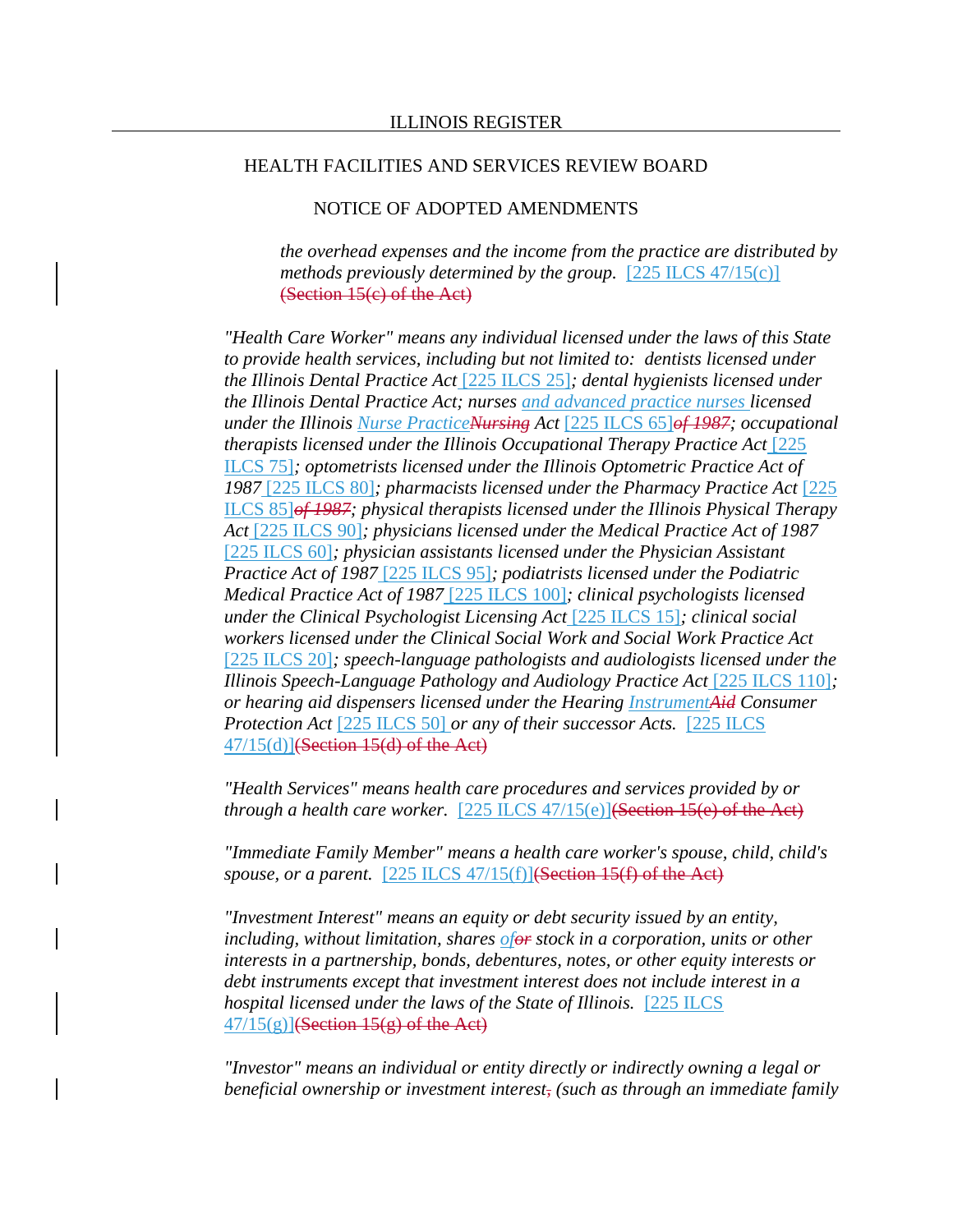ILLINOIS REGISTER

HEALTH FACILITIES AND SERVICES REVIEW BOARD

NOTICE OF ADOPTED AMENDMENTS

*the overhead expenses and the income from the practice are distributed by methods previously determined by the group.* [225 ILCS 47/15(c)] ~~(Section 15(c) of the Act)~~

*"Health Care Worker" means any individual licensed under the laws of this State to provide health services, including but not limited to: dentists licensed under the Illinois Dental Practice Act* [225 ILCS 25]*; dental hygienists licensed under the Illinois Dental Practice Act; nurses* *and advanced practice nurses* *licensed under the Illinois* *Nurse Practice*~~*Nursing*~~ *Act* [225 ILCS 65]~~*of 1987*~~*; occupational therapists licensed under the Illinois Occupational Therapy Practice Act* [225 ILCS 75]*; optometrists licensed under the Illinois Optometric Practice Act of 1987* [225 ILCS 80]*; pharmacists licensed under the Pharmacy Practice Act* [225 ILCS 85]~~*of 1987*~~*; physical therapists licensed under the Illinois Physical Therapy Act* [225 ILCS 90]*; physicians licensed under the Medical Practice Act of 1987* [225 ILCS 60]*; physician assistants licensed under the Physician Assistant Practice Act of 1987* [225 ILCS 95]*; podiatrists licensed under the Podiatric Medical Practice Act of 1987* [225 ILCS 100]*; clinical psychologists licensed under the Clinical Psychologist Licensing Act* [225 ILCS 15]*; clinical social workers licensed under the Clinical Social Work and Social Work Practice Act* [225 ILCS 20]*; speech-language pathologists and audiologists licensed under the Illinois Speech-Language Pathology and Audiology Practice Act* [225 ILCS 110]*; or hearing aid dispensers licensed under the Hearing* *Instrument*~~*Aid*~~ *Consumer Protection Act* [225 ILCS 50] *or any of their successor Acts.* [225 ILCS 47/15(d)]~~(Section 15(d) of the Act)~~

*"Health Services" means health care procedures and services provided by or through a health care worker.* [225 ILCS 47/15(e)]~~(Section 15(e) of the Act)~~

*"Immediate Family Member" means a health care worker's spouse, child, child's spouse, or a parent.* [225 ILCS 47/15(f)]~~(Section 15(f) of the Act)~~

*"Investment Interest" means an equity or debt security issued by an entity, including, without limitation, shares* *of*~~*or*~~ *stock in a corporation, units or other interests in a partnership, bonds, debentures, notes, or other equity interests or debt instruments except that investment interest does not include interest in a hospital licensed under the laws of the State of Illinois.* [225 ILCS 47/15(g)]~~(Section 15(g) of the Act)~~

*"Investor" means an individual or entity directly or indirectly owning a legal or beneficial ownership or investment interest*~~,~~ *(such as through an immediate family*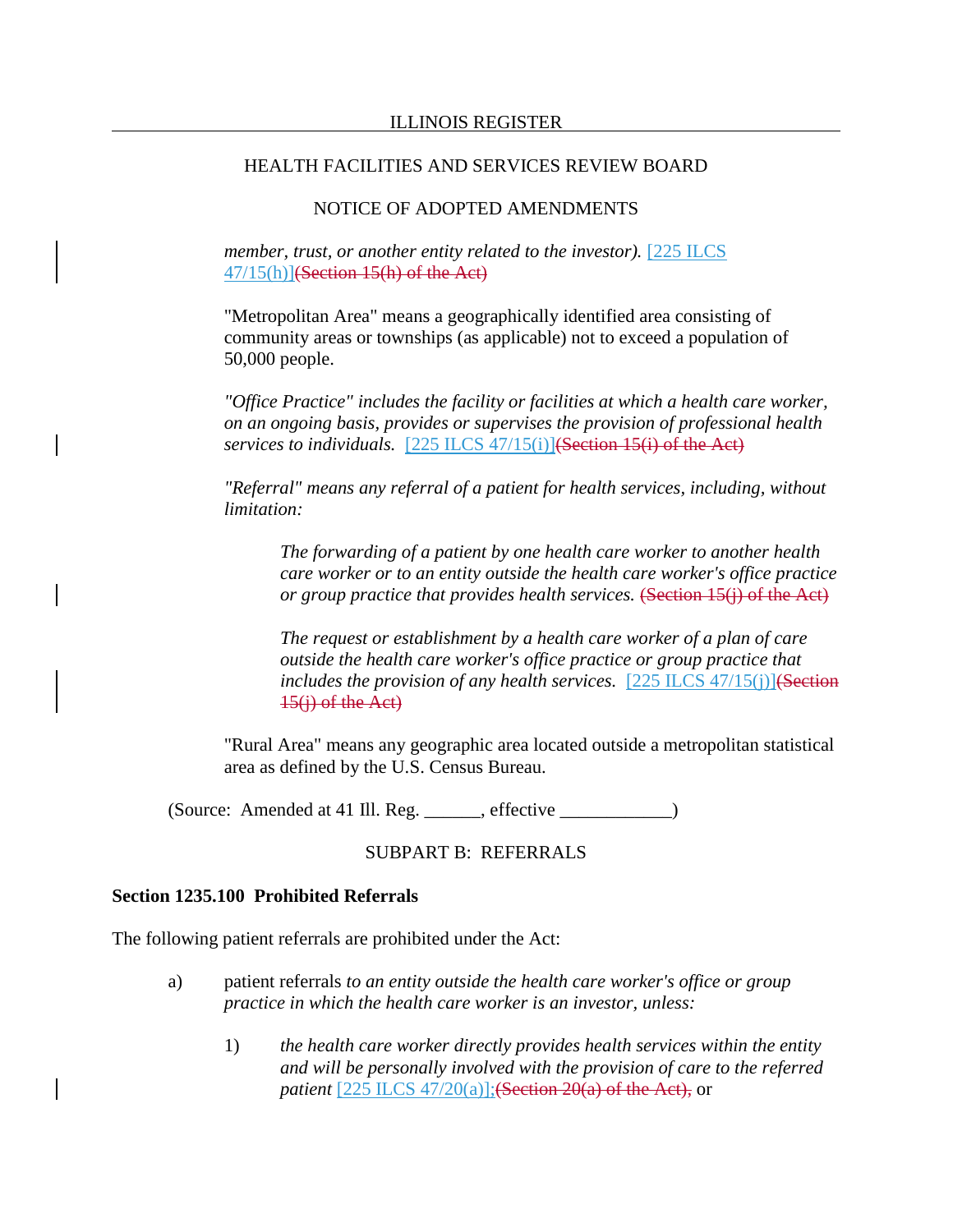member, trust, or another entity related to the investor).* [225 ILCS 47/15(h)]~~(Section 15(h) of the Act)~~

"Metropolitan Area" means a geographically identified area consisting of community areas or townships (as applicable) not to exceed a population of 50,000 people.

*"Office Practice" includes the facility or facilities at which a health care worker, on an ongoing basis, provides or supervises the provision of professional health services to individuals.* [225 ILCS 47/15(i)]~~(Section 15(i) of the Act)~~

*"Referral" means any referral of a patient for health services, including, without limitation:*

> *The forwarding of a patient by one health care worker to another health care worker or to an entity outside the health care worker's office practice or group practice that provides health services.* ~~(Section 15(j) of the Act)~~
>
> *The request or establishment by a health care worker of a plan of care outside the health care worker's office practice or group practice that includes the provision of any health services.* [225 ILCS 47/15(j)]~~(Section 15(j) of the Act)~~

"Rural Area" means any geographic area located outside a metropolitan statistical area as defined by the U.S. Census Bureau.

(Source: Amended at 41 Ill. Reg. ______, effective ____________)

SUBPART B: REFERRALS

**Section 1235.100 Prohibited Referrals**

The following patient referrals are prohibited under the Act:

a) patient referrals *to an entity outside the health care worker's office or group practice in which the health care worker is an investor, unless:*

1) *the health care worker directly provides health services within the entity and will be personally involved with the provision of care to the referred patient* [225 ILCS 47/20(a)];~~(Section 20(a) of the Act),~~ or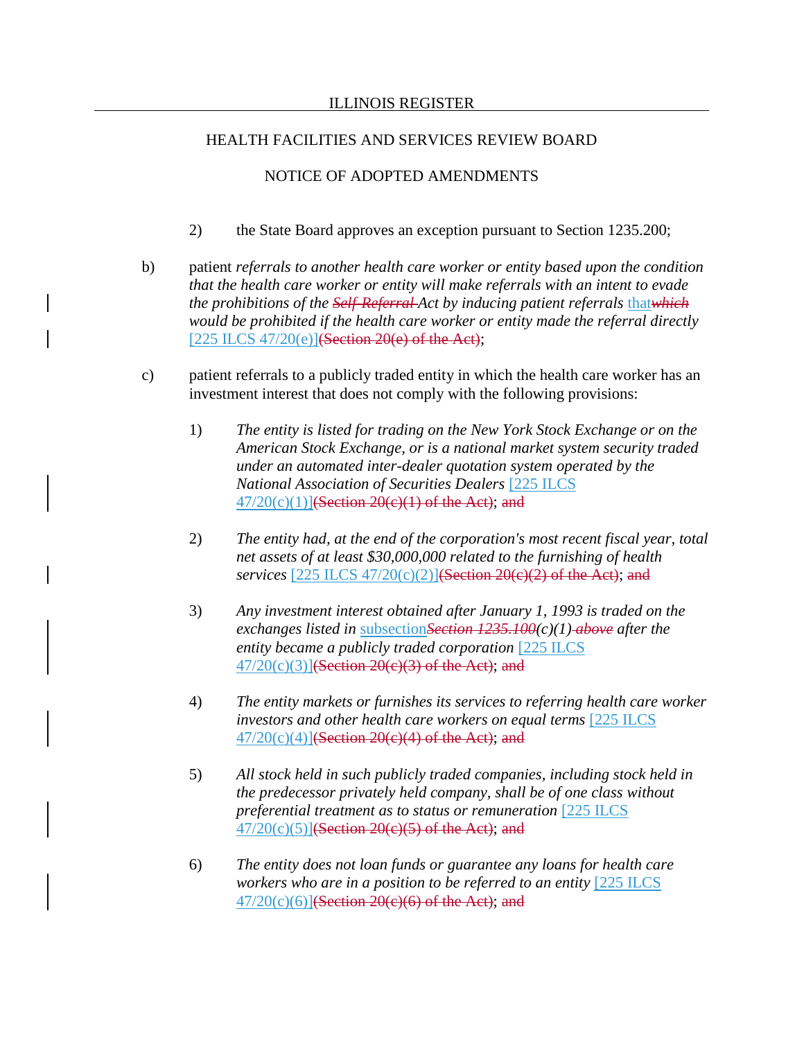2) the State Board approves an exception pursuant to Section 1235.200;

b) patient *referrals to another health care worker or entity based upon the condition that the health care worker or entity will make referrals with an intent to evade the prohibitions of the* ~~*Self-Referral*~~ *Act by inducing patient referrals* that~~*which*~~ *would be prohibited if the health care worker or entity made the referral directly* [225 ILCS 47/20(e)]~~(Section 20(e) of the Act)~~;

c) patient referrals to a publicly traded entity in which the health care worker has an investment interest that does not comply with the following provisions:

   1) *The entity is listed for trading on the New York Stock Exchange or on the American Stock Exchange, or is a national market system security traded under an automated inter-dealer quotation system operated by the National Association of Securities Dealers* [225 ILCS 47/20(c)(1)]~~(Section 20(c)(1) of the Act)~~; ~~and~~

   2) *The entity had, at the end of the corporation's most recent fiscal year, total net assets of at least $30,000,000 related to the furnishing of health services* [225 ILCS 47/20(c)(2)]~~(Section 20(c)(2) of the Act)~~; ~~and~~

   3) *Any investment interest obtained after January 1, 1993 is traded on the exchanges listed in* subsection~~*Section 1235.100*~~*(c)(1)* ~~*above*~~ *after the entity became a publicly traded corporation* [225 ILCS 47/20(c)(3)]~~(Section 20(c)(3) of the Act)~~; ~~and~~

   4) *The entity markets or furnishes its services to referring health care worker investors and other health care workers on equal terms* [225 ILCS 47/20(c)(4)]~~(Section 20(c)(4) of the Act)~~; ~~and~~

   5) *All stock held in such publicly traded companies, including stock held in the predecessor privately held company, shall be of one class without preferential treatment as to status or remuneration* [225 ILCS 47/20(c)(5)]~~(Section 20(c)(5) of the Act)~~; ~~and~~

   6) *The entity does not loan funds or guarantee any loans for health care workers who are in a position to be referred to an entity* [225 ILCS 47/20(c)(6)]~~(Section 20(c)(6) of the Act)~~; ~~and~~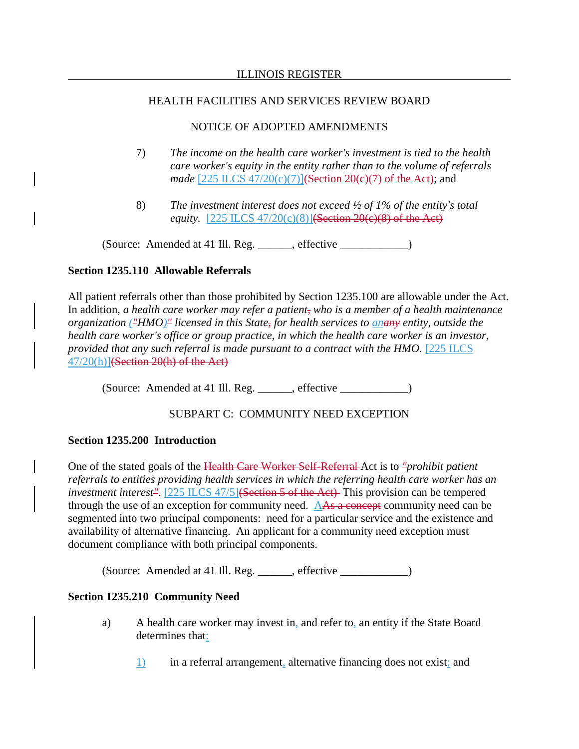HEALTH FACILITIES AND SERVICES REVIEW BOARD

NOTICE OF ADOPTED AMENDMENTS

7) *The income on the health care worker's investment is tied to the health care worker's equity in the entity rather than to the volume of referrals made* [225 ILCS 47/20(c)(7)]~~(Section 20(c)(7) of the Act)~~; and

8) *The investment interest does not exceed ½ of 1% of the entity's total equity.* [225 ILCS 47/20(c)(8)]~~(Section 20(c)(8) of the Act)~~

(Source: Amended at 41 Ill. Reg. ______, effective ____________)

**Section 1235.110 Allowable Referrals**

All patient referrals other than those prohibited by Section 1235.100 are allowable under the Act. In addition, *a health care worker may refer a patient~~,~~ who is a member of a health maintenance organization (~~"~~HMO)~~"~~ licensed in this State~~,~~ for health services to an~~any~~ entity, outside the health care worker's office or group practice, in which the health care worker is an investor, provided that any such referral is made pursuant to a contract with the HMO.* [225 ILCS 47/20(h)]~~(Section 20(h) of the Act)~~

(Source: Amended at 41 Ill. Reg. ______, effective ____________)

SUBPART C: COMMUNITY NEED EXCEPTION

**Section 1235.200 Introduction**

One of the stated goals of the ~~Health Care Worker Self-Referral~~ Act is to ~~"~~*prohibit patient referrals to entities providing health services in which the referring health care worker has an investment interest*~~"~~. [225 ILCS 47/5]~~(Section 5 of the Act)~~ This provision can be tempered through the use of an exception for community need. A~~As a concept~~ community need can be segmented into two principal components: need for a particular service and the existence and availability of alternative financing. An applicant for a community need exception must document compliance with both principal components.

(Source: Amended at 41 Ill. Reg. ______, effective ____________)

**Section 1235.210 Community Need**

a) A health care worker may invest in, and refer to, an entity if the State Board determines that:

1) in a referral arrangement, alternative financing does not exist; and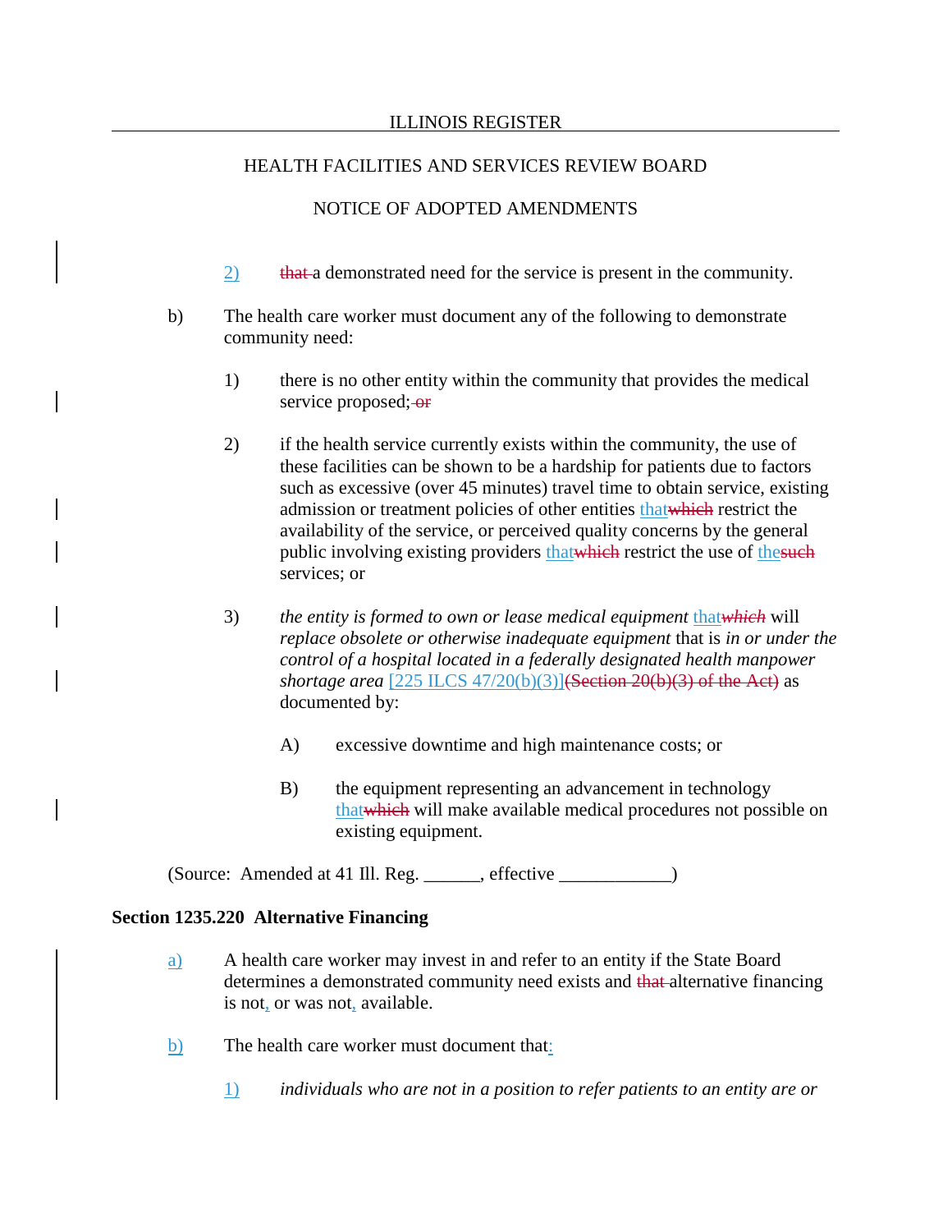HEALTH FACILITIES AND SERVICES REVIEW BOARD

NOTICE OF ADOPTED AMENDMENTS

2) ~~that~~ a demonstrated need for the service is present in the community.

b) The health care worker must document any of the following to demonstrate community need:

1) there is no other entity within the community that provides the medical service proposed; ~~or~~

2) if the health service currently exists within the community, the use of these facilities can be shown to be a hardship for patients due to factors such as excessive (over 45 minutes) travel time to obtain service, existing admission or treatment policies of other entities that~~which~~ restrict the availability of the service, or perceived quality concerns by the general public involving existing providers that~~which~~ restrict the use of the~~such~~ services; or

3) *the entity is formed to own or lease medical equipment* that~~*which*~~ *will replace obsolete or otherwise inadequate equipment* that is *in or under the control of a hospital located in a federally designated health manpower shortage area* [225 ILCS 47/20(b)(3)]~~(Section 20(b)(3) of the Act)~~ as documented by:

A) excessive downtime and high maintenance costs; or

B) the equipment representing an advancement in technology that~~which~~ will make available medical procedures not possible on existing equipment.

(Source: Amended at 41 Ill. Reg. ______, effective ____________)

**Section 1235.220 Alternative Financing**

a) A health care worker may invest in and refer to an entity if the State Board determines a demonstrated community need exists and ~~that~~ alternative financing is not, or was not, available.

b) The health care worker must document that:

1) *individuals who are not in a position to refer patients to an entity are or*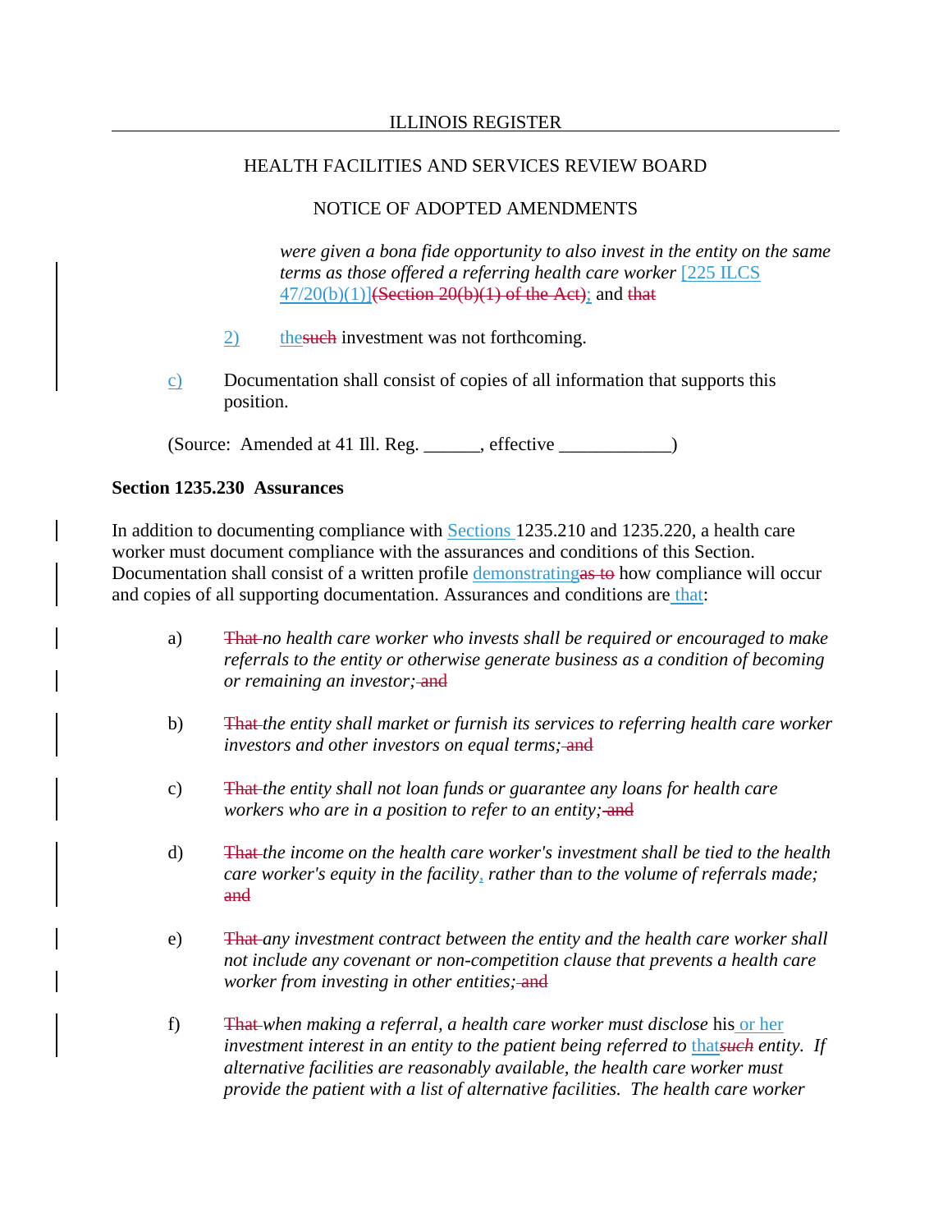*were given a bona fide opportunity to also invest in the entity on the same terms as those offered a referring health care worker* [225 ILCS 47/20(b)(1)](Section 20(b)(1) of the Act); and that

2) thesuch investment was not forthcoming.

c) Documentation shall consist of copies of all information that supports this position.

(Source: Amended at 41 Ill. Reg. ______, effective ____________)

**Section 1235.230 Assurances**

In addition to documenting compliance with Sections 1235.210 and 1235.220, a health care worker must document compliance with the assurances and conditions of this Section. Documentation shall consist of a written profile demonstratingas to how compliance will occur and copies of all supporting documentation. Assurances and conditions are that:

a) That *no health care worker who invests shall be required or encouraged to make referrals to the entity or otherwise generate business as a condition of becoming or remaining an investor;* and

b) That *the entity shall market or furnish its services to referring health care worker investors and other investors on equal terms;* and

c) That *the entity shall not loan funds or guarantee any loans for health care workers who are in a position to refer to an entity;* and

d) That *the income on the health care worker's investment shall be tied to the health care worker's equity in the facility, rather than to the volume of referrals made;* and

e) That *any investment contract between the entity and the health care worker shall not include any covenant or non-competition clause that prevents a health care worker from investing in other entities;* and

f) That *when making a referral, a health care worker must disclose* his or her *investment interest in an entity to the patient being referred to* that*such entity. If alternative facilities are reasonably available, the health care worker must provide the patient with a list of alternative facilities. The health care worker*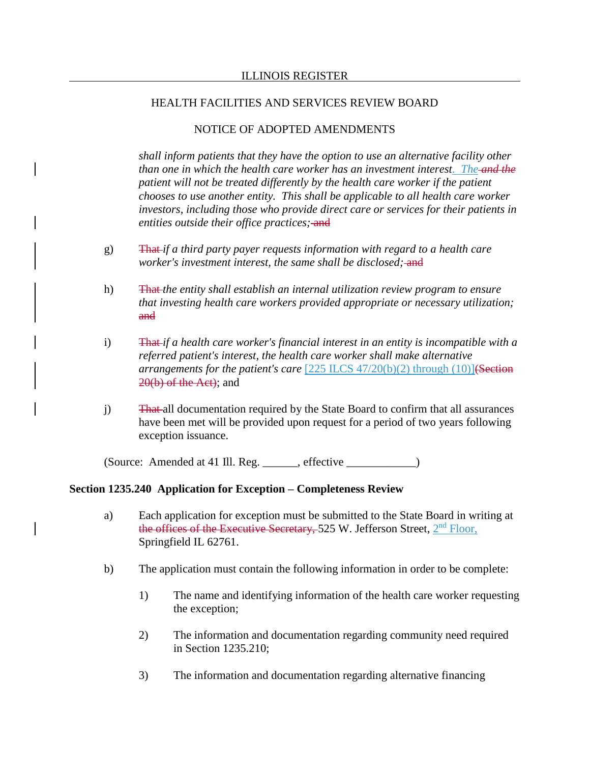shall inform patients that they have the option to use an alternative facility other than one in which the health care worker has an investment interest. The and the patient will not be treated differently by the health care worker if the patient chooses to use another entity. This shall be applicable to all health care worker investors, including those who provide direct care or services for their patients in entities outside their office practices; and

g) That *if a third party payer requests information with regard to a health care worker's investment interest, the same shall be disclosed;* and

h) That *the entity shall establish an internal utilization review program to ensure that investing health care workers provided appropriate or necessary utilization;* and

i) That *if a health care worker's financial interest in an entity is incompatible with a referred patient's interest, the health care worker shall make alternative arrangements for the patient's care* [225 ILCS 47/20(b)(2) through (10)](Section 20(b) of the Act); and

j) That all documentation required by the State Board to confirm that all assurances have been met will be provided upon request for a period of two years following exception issuance.

(Source: Amended at 41 Ill. Reg. ______, effective ____________)

**Section 1235.240 Application for Exception – Completeness Review**

a) Each application for exception must be submitted to the State Board in writing at the offices of the Executive Secretary, 525 W. Jefferson Street, 2nd Floor, Springfield IL 62761.

b) The application must contain the following information in order to be complete:

1) The name and identifying information of the health care worker requesting the exception;

2) The information and documentation regarding community need required in Section 1235.210;

3) The information and documentation regarding alternative financing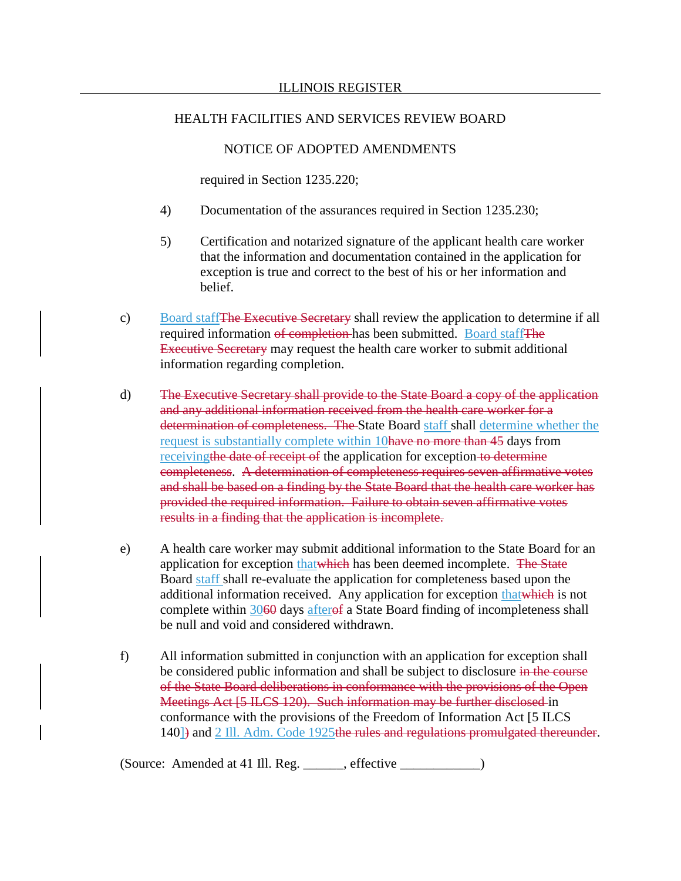required in Section 1235.220;

4) Documentation of the assurances required in Section 1235.230;

5) Certification and notarized signature of the applicant health care worker that the information and documentation contained in the application for exception is true and correct to the best of his or her information and belief.

c) Board staff~~The Executive Secretary~~ shall review the application to determine if all required information ~~of completion~~ has been submitted. Board staff~~The Executive Secretary~~ may request the health care worker to submit additional information regarding completion.

d) ~~The Executive Secretary shall provide to the State Board a copy of the application and any additional information received from the health care worker for a determination of completeness. The~~ State Board staff shall determine whether the request is substantially complete within 10~~have no more than 45~~ days from receiving~~the date of receipt of~~ the application for exception ~~to determine completeness~~. ~~A determination of completeness requires seven affirmative votes and shall be based on a finding by the State Board that the health care worker has provided the required information. Failure to obtain seven affirmative votes results in a finding that the application is incomplete.~~

e) A health care worker may submit additional information to the State Board for an application for exception that~~which~~ has been deemed incomplete. ~~The State~~ Board staff shall re-evaluate the application for completeness based upon the additional information received. Any application for exception that~~which~~ is not complete within 30~~60~~ days after~~of~~ a State Board finding of incompleteness shall be null and void and considered withdrawn.

f) All information submitted in conjunction with an application for exception shall be considered public information and shall be subject to disclosure ~~in the course of the State Board deliberations in conformance with the provisions of the Open Meetings Act [5 ILCS 120). Such information may be further disclosed~~ in conformance with the provisions of the Freedom of Information Act [5 ILCS 140]~~)~~ and 2 Ill. Adm. Code 1925~~the rules and regulations promulgated thereunder~~.

(Source: Amended at 41 Ill. Reg. ______, effective ____________)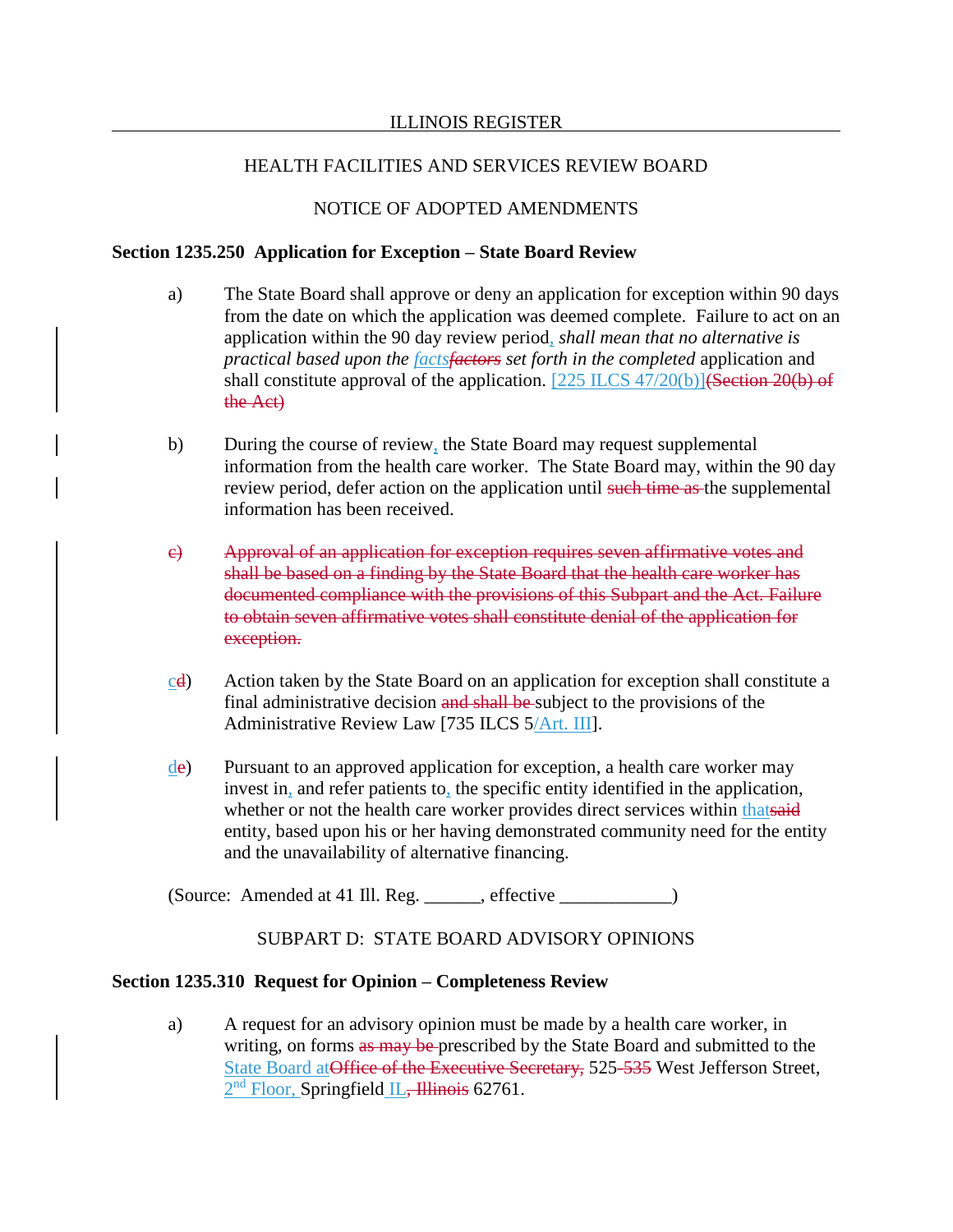ILLINOIS REGISTER

HEALTH FACILITIES AND SERVICES REVIEW BOARD

NOTICE OF ADOPTED AMENDMENTS

**Section 1235.250 Application for Exception – State Board Review**

a) The State Board shall approve or deny an application for exception within 90 days from the date on which the application was deemed complete. Failure to act on an application within the 90 day review period, *shall mean that no alternative is practical based upon the factsfactors set forth in the completed* application and shall constitute approval of the application. [225 ILCS 47/20(b)](Section 20(b) of the Act)

b) During the course of review, the State Board may request supplemental information from the health care worker. The State Board may, within the 90 day review period, defer action on the application until such time as the supplemental information has been received.

c) Approval of an application for exception requires seven affirmative votes and shall be based on a finding by the State Board that the health care worker has documented compliance with the provisions of this Subpart and the Act. Failure to obtain seven affirmative votes shall constitute denial of the application for exception.

cd) Action taken by the State Board on an application for exception shall constitute a final administrative decision and shall be subject to the provisions of the Administrative Review Law [735 ILCS 5/Art. III].

de) Pursuant to an approved application for exception, a health care worker may invest in, and refer patients to, the specific entity identified in the application, whether or not the health care worker provides direct services within thatsaid entity, based upon his or her having demonstrated community need for the entity and the unavailability of alternative financing.

(Source: Amended at 41 Ill. Reg. ______, effective ____________)

SUBPART D: STATE BOARD ADVISORY OPINIONS

**Section 1235.310 Request for Opinion – Completeness Review**

a) A request for an advisory opinion must be made by a health care worker, in writing, on forms as may be prescribed by the State Board and submitted to the State Board atOffice of the Executive Secretary, 525 535 West Jefferson Street, 2nd Floor, Springfield IL, Illinois 62761.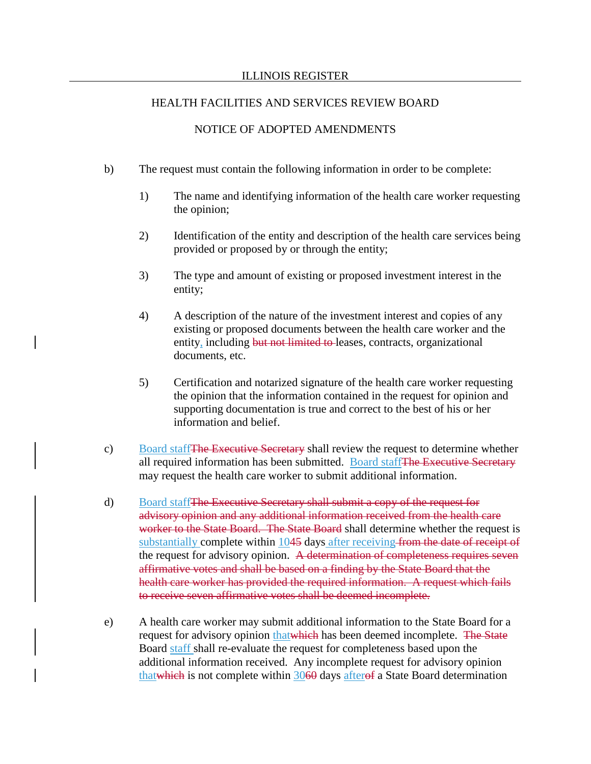HEALTH FACILITIES AND SERVICES REVIEW BOARD

NOTICE OF ADOPTED AMENDMENTS

b) The request must contain the following information in order to be complete:

1) The name and identifying information of the health care worker requesting the opinion;

2) Identification of the entity and description of the health care services being provided or proposed by or through the entity;

3) The type and amount of existing or proposed investment interest in the entity;

4) A description of the nature of the investment interest and copies of any existing or proposed documents between the health care worker and the entity, including ~~but not limited to~~ leases, contracts, organizational documents, etc.

5) Certification and notarized signature of the health care worker requesting the opinion that the information contained in the request for opinion and supporting documentation is true and correct to the best of his or her information and belief.

c) Board staff~~The Executive Secretary~~ shall review the request to determine whether all required information has been submitted. Board staff~~The Executive Secretary~~ may request the health care worker to submit additional information.

d) Board staff~~The Executive Secretary shall submit a copy of the request for advisory opinion and any additional information received from the health care worker to the State Board. The State Board~~ shall determine whether the request is substantially complete within 10~~45~~ days after receiving ~~from the date of receipt of~~ the request for advisory opinion. ~~A determination of completeness requires seven affirmative votes and shall be based on a finding by the State Board that the health care worker has provided the required information. A request which fails to receive seven affirmative votes shall be deemed incomplete.~~

e) A health care worker may submit additional information to the State Board for a request for advisory opinion that~~which~~ has been deemed incomplete. ~~The State~~ Board staff shall re-evaluate the request for completeness based upon the additional information received. Any incomplete request for advisory opinion that~~which~~ is not complete within 30~~60~~ days after~~of~~ a State Board determination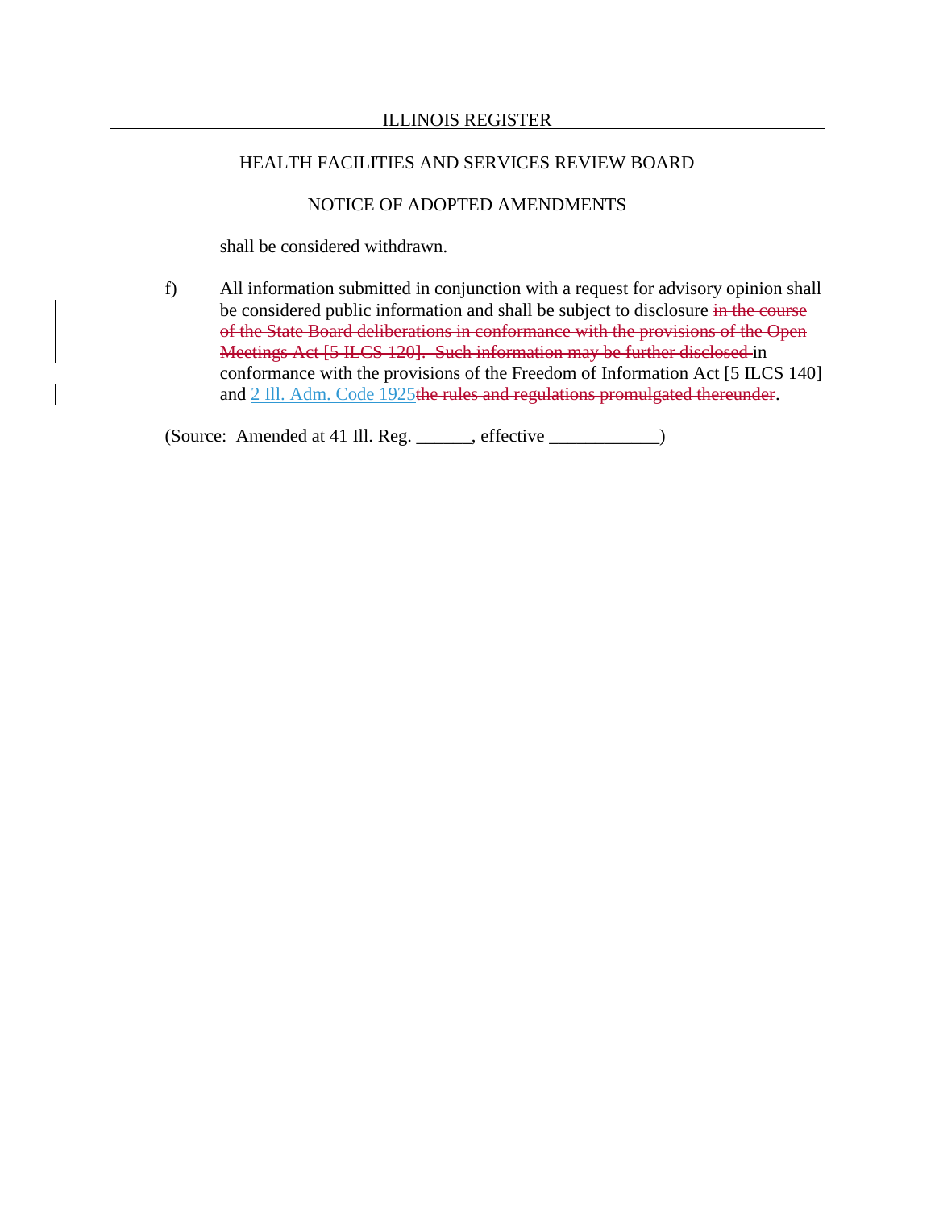shall be considered withdrawn.

f) All information submitted in conjunction with a request for advisory opinion shall be considered public information and shall be subject to disclosure ~~in the course of the State Board deliberations in conformance with the provisions of the Open Meetings Act [5 ILCS 120]. Such information may be further disclosed~~ in conformance with the provisions of the Freedom of Information Act [5 ILCS 140] and <u>2 Ill. Adm. Code 1925</u>~~the rules and regulations promulgated thereunder~~.

(Source: Amended at 41 Ill. Reg. ______, effective ____________)